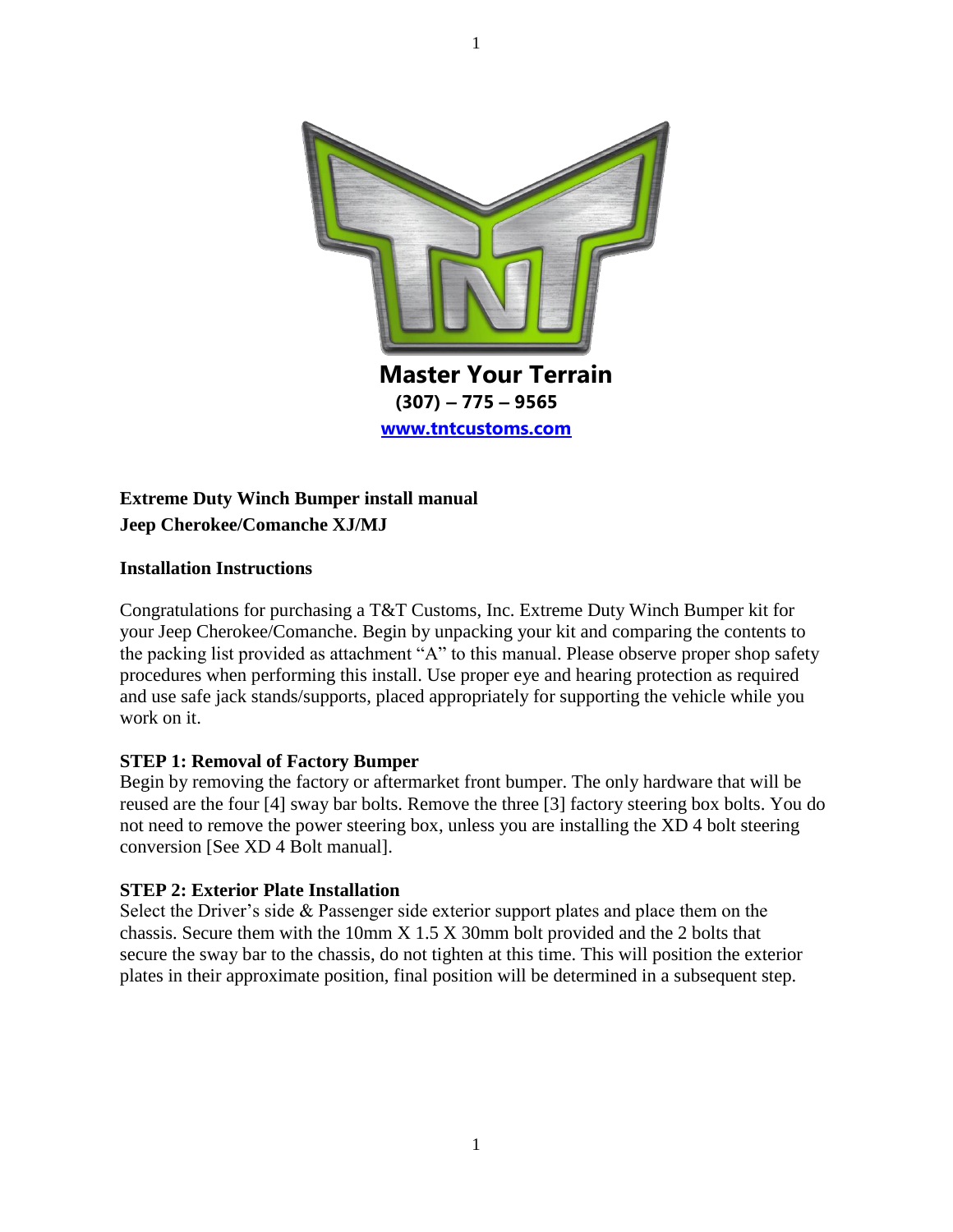**Master Your Terrain**

**(307) – 775 – 9565**

**[www.tntcustoms.com](http://www.tntcustoms.com)**

# Extreme Duty Winch Bumper install manual
# Jeep Cherokee/Comanche XJ/MJ

## Installation Instructions

Congratulations for purchasing a T&T Customs, Inc. Extreme Duty Winch Bumper kit for your Jeep Cherokee/Comanche. Begin by unpacking your kit and comparing the contents to the packing list provided as attachment "A" to this manual. Please observe proper shop safety procedures when performing this install. Use proper eye and hearing protection as required and use safe jack stands/supports, placed appropriately for supporting the vehicle while you work on it.

### STEP 1: Removal of Factory Bumper

Begin by removing the factory or aftermarket front bumper. The only hardware that will be reused are the four [4] sway bar bolts. Remove the three [3] factory steering box bolts. You do not need to remove the power steering box, unless you are installing the XD 4 bolt steering conversion [See XD 4 Bolt manual].

### STEP 2: Exterior Plate Installation

Select the Driver's side & Passenger side exterior support plates and place them on the chassis. Secure them with the 10mm X 1.5 X 30mm bolt provided and the 2 bolts that secure the sway bar to the chassis, do not tighten at this time. This will position the exterior plates in their approximate position, final position will be determined in a subsequent step.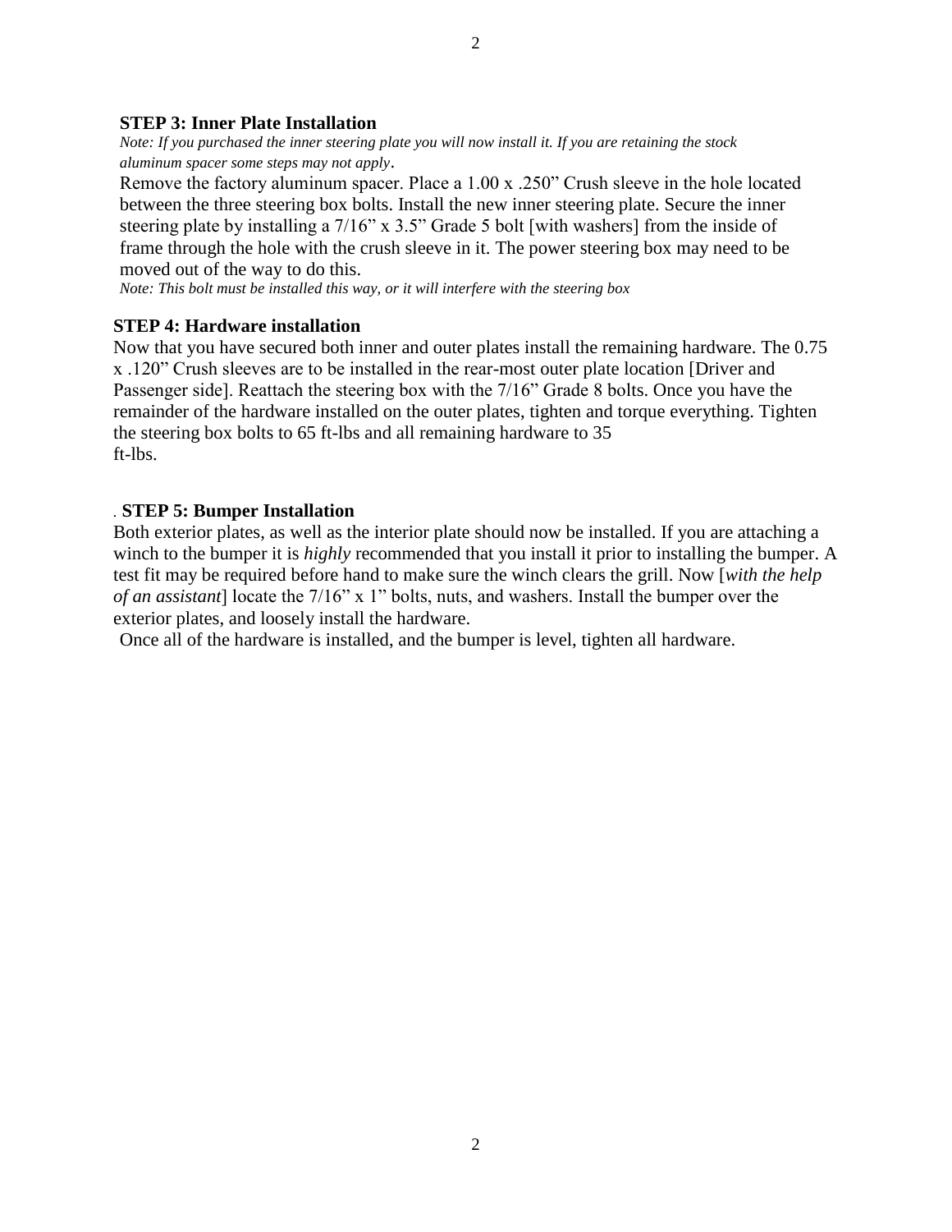**STEP 3: Inner Plate Installation**

*Note: If you purchased the inner steering plate you will now install it. If you are retaining the stock aluminum spacer some steps may not apply*.

Remove the factory aluminum spacer. Place a 1.00 x .250” Crush sleeve in the hole located between the three steering box bolts. Install the new inner steering plate. Secure the inner steering plate by installing a 7/16” x 3.5” Grade 5 bolt [with washers] from the inside of frame through the hole with the crush sleeve in it. The power steering box may need to be moved out of the way to do this.

*Note: This bolt must be installed this way, or it will interfere with the steering box*

**STEP 4: Hardware installation**

Now that you have secured both inner and outer plates install the remaining hardware. The 0.75 x .120” Crush sleeves are to be installed in the rear-most outer plate location [Driver and Passenger side]. Reattach the steering box with the 7/16” Grade 8 bolts. Once you have the remainder of the hardware installed on the outer plates, tighten and torque everything. Tighten the steering box bolts to 65 ft-lbs and all remaining hardware to 35 ft-lbs.

. **STEP 5: Bumper Installation**

Both exterior plates, as well as the interior plate should now be installed. If you are attaching a winch to the bumper it is *highly* recommended that you install it prior to installing the bumper. A test fit may be required before hand to make sure the winch clears the grill. Now [*with the help of an assistant*] locate the 7/16” x 1” bolts, nuts, and washers. Install the bumper over the exterior plates, and loosely install the hardware.

Once all of the hardware is installed, and the bumper is level, tighten all hardware.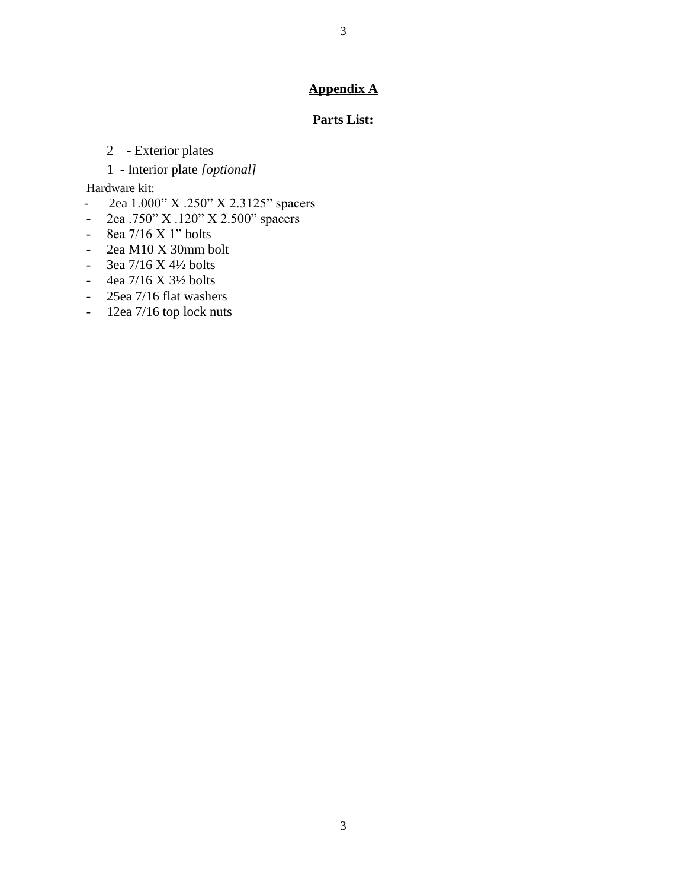## Appendix A

**Parts List:**

2 - Exterior plates

1 - Interior plate *[optional]*

Hardware kit:

- 2ea 1.000” X .250” X 2.3125” spacers
- 2ea .750” X .120” X 2.500” spacers
- 8ea 7/16 X 1” bolts
- 2ea M10 X 30mm bolt
- 3ea 7/16 X 4½ bolts
- 4ea 7/16 X 3½ bolts
- 25ea 7/16 flat washers
- 12ea 7/16 top lock nuts